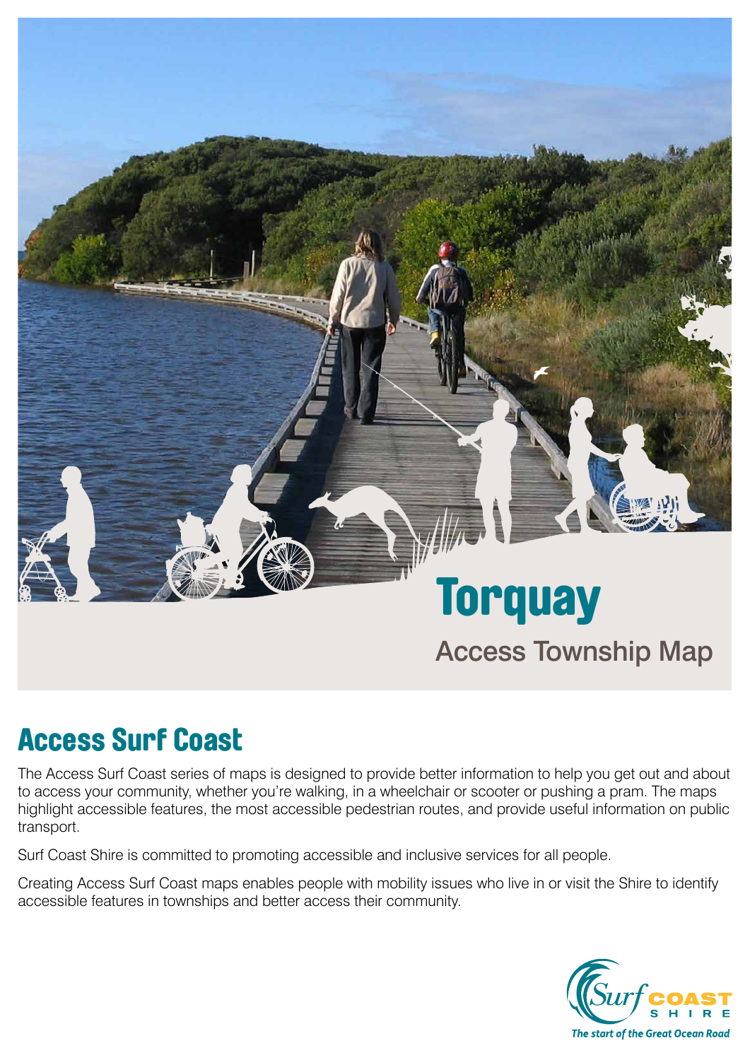# Torquay

## Access Township Map

## Access Surf Coast

The Access Surf Coast series of maps is designed to provide better information to help you get out and about to access your community, whether you're walking, in a wheelchair or scooter or pushing a pram. The maps highlight accessible features, the most accessible pedestrian routes, and provide useful information on public transport.

Surf Coast Shire is committed to promoting accessible and inclusive services for all people.

Creating Access Surf Coast maps enables people with mobility issues who live in or visit the Shire to identify accessible features in townships and better access their community.

Surf Coast Shire

*The start of the Great Ocean Road*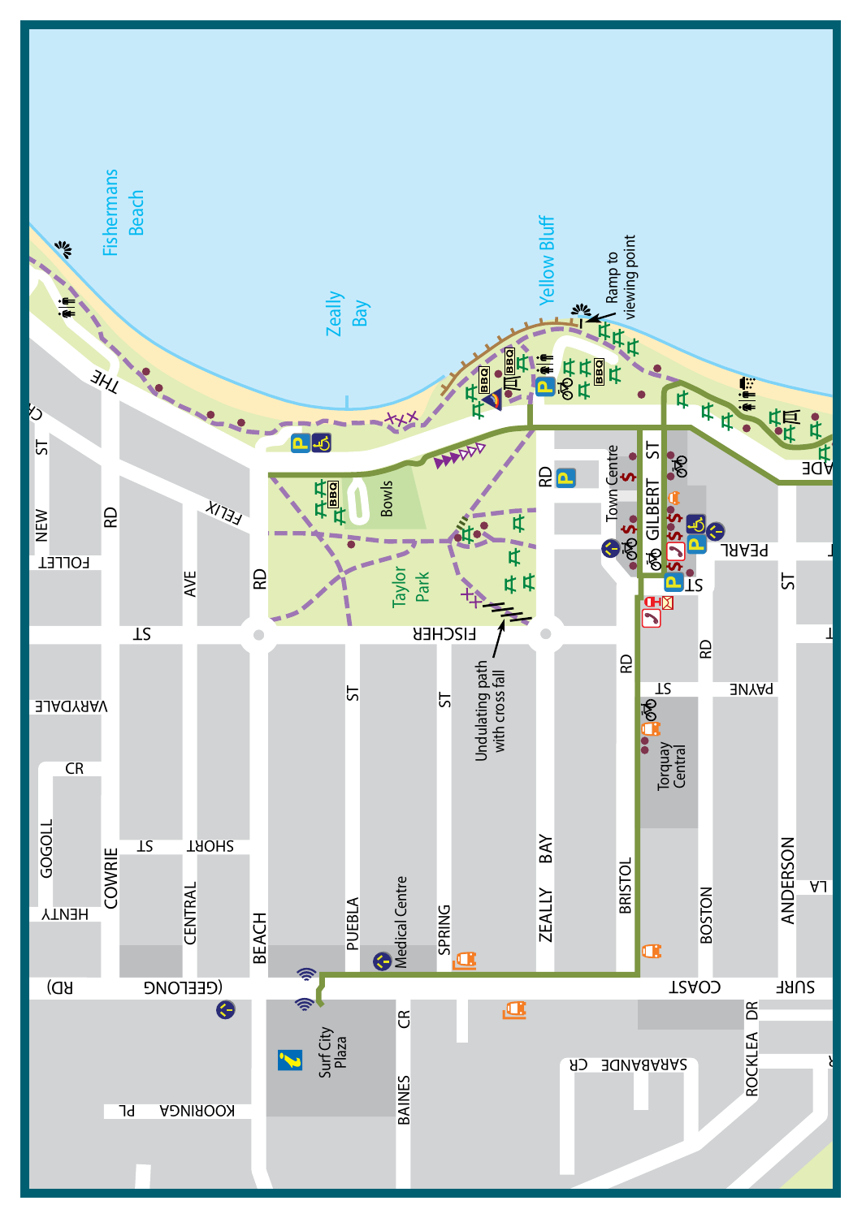Fishermans Beach

Zeally Bay

Yellow Bluff

Ramp to viewing point

Taylor Park

Bowls

Undulating path with cross fall

Town Centre

Torquay Central

Medical Centre

Surf City Plaza

THE ESPLANADE

FELIX CR

NEW ST

FOLLETT RD

CENTRAL AVE

BEACH RD

FISCHER ST

VARYDALE CR

GOGOLL CR

COWRIE RD

SHORT ST

HENTY

PUEBLA ST

SPRING ST

ZEALLY BAY RD

BRISTOL RD

GILBERT ST

PEARL ST

PAYNE ST

BOSTON RD

ANDERSON ST

LA

SURF COAST (GEELONG RD)

BAINES CR

KOORINGA PL

SARABANDE CR

ROCKLEA DR

BBQ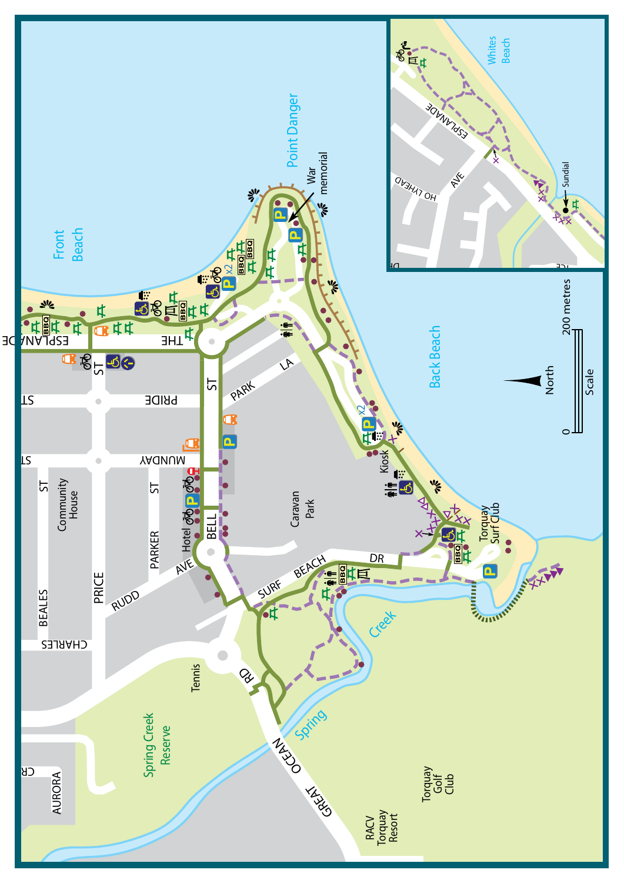Front Beach

Point Danger

War memorial

Back Beach

Whites Beach

Sundial

THE ESPLANADE

ESPLANADE

HO LYHEAD AVE

PRIDE ST

MUNDAY ST

BELL ST

PARK LA

Caravan Park

Kiosk

Torquay Surf Club

Community House

Hotel

BEALES ST

PARKER ST

PRICE ST

RUDD AVE

CHARLES ST

SURF BEACH DR

Spring Creek

Tennis

Spring Creek Reserve

AURORA CR

GREAT OCEAN RD

RACV Torquay Resort

Torquay Golf Club

North

0

200 metres

Scale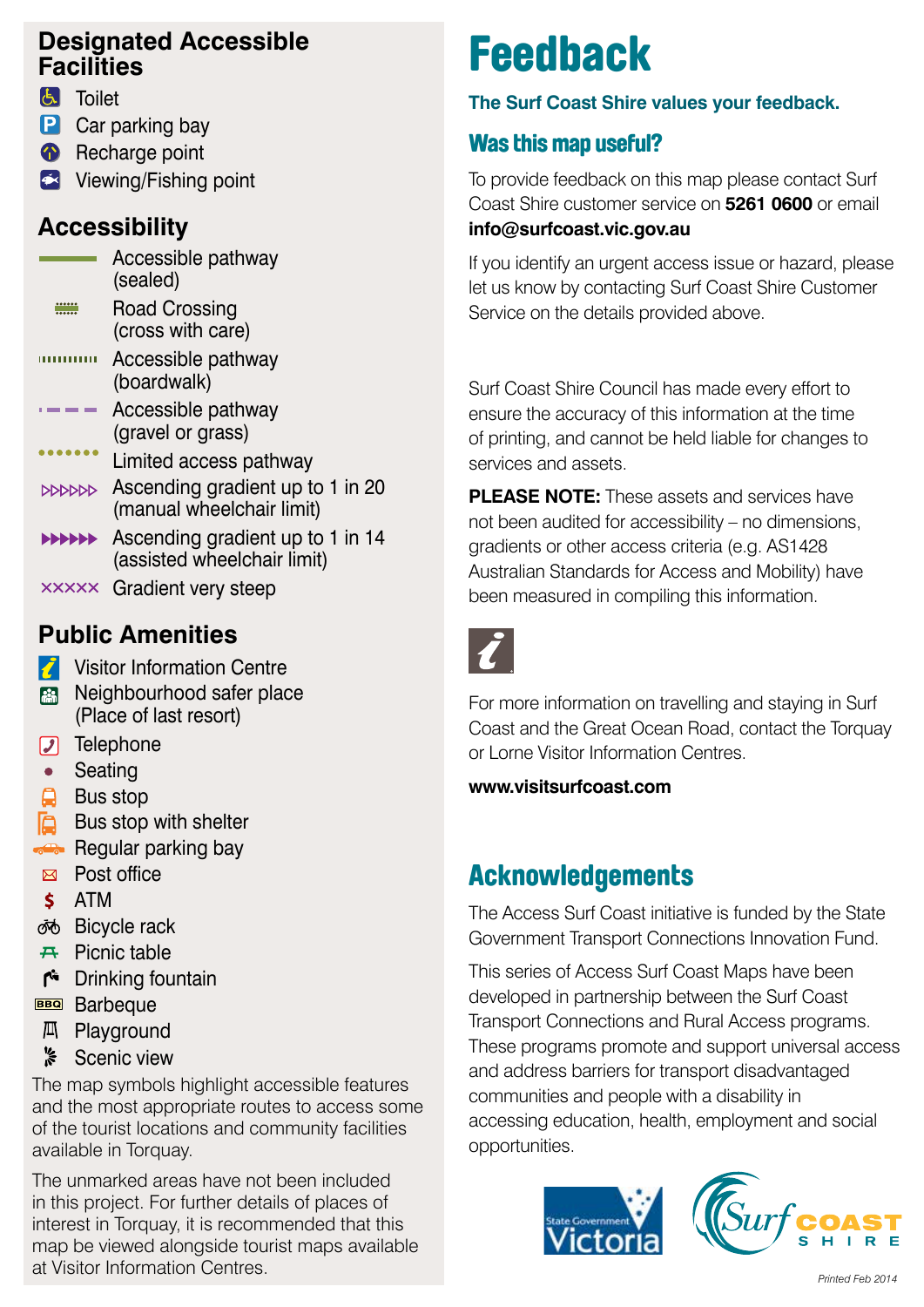## Designated Accessible Facilities

- Toilet
- Car parking bay
- Recharge point
- Viewing/Fishing point

## Accessibility

- Accessible pathway (sealed)
- Road Crossing (cross with care)
- Accessible pathway (boardwalk)
- Accessible pathway (gravel or grass)
- Limited access pathway
- Ascending gradient up to 1 in 20 (manual wheelchair limit)
- Ascending gradient up to 1 in 14 (assisted wheelchair limit)
- Gradient very steep

## Public Amenities

- Visitor Information Centre
- Neighbourhood safer place (Place of last resort)
- Telephone
- Seating
- Bus stop
- Bus stop with shelter
- Regular parking bay
- Post office
- ATM
- Bicycle rack
- Picnic table
- Drinking fountain
- Barbeque
- Playground
- Scenic view

The map symbols highlight accessible features and the most appropriate routes to access some of the tourist locations and community facilities available in Torquay.

The unmarked areas have not been included in this project. For further details of places of interest in Torquay, it is recommended that this map be viewed alongside tourist maps available at Visitor Information Centres.

# Feedback

**The Surf Coast Shire values your feedback.**

## Was this map useful?

To provide feedback on this map please contact Surf Coast Shire customer service on **5261 0600** or email **info@surfcoast.vic.gov.au**

If you identify an urgent access issue or hazard, please let us know by contacting Surf Coast Shire Customer Service on the details provided above.

Surf Coast Shire Council has made every effort to ensure the accuracy of this information at the time of printing, and cannot be held liable for changes to services and assets.

**PLEASE NOTE:** These assets and services have not been audited for accessibility – no dimensions, gradients or other access criteria (e.g. AS1428 Australian Standards for Access and Mobility) have been measured in compiling this information.

For more information on travelling and staying in Surf Coast and the Great Ocean Road, contact the Torquay or Lorne Visitor Information Centres.

**www.visitsurfcoast.com**

## Acknowledgements

The Access Surf Coast initiative is funded by the State Government Transport Connections Innovation Fund.

This series of Access Surf Coast Maps have been developed in partnership between the Surf Coast Transport Connections and Rural Access programs. These programs promote and support universal access and address barriers for transport disadvantaged communities and people with a disability in accessing education, health, employment and social opportunities.

State Government Victoria

Surf Coast Shire

*Printed Feb 2014*